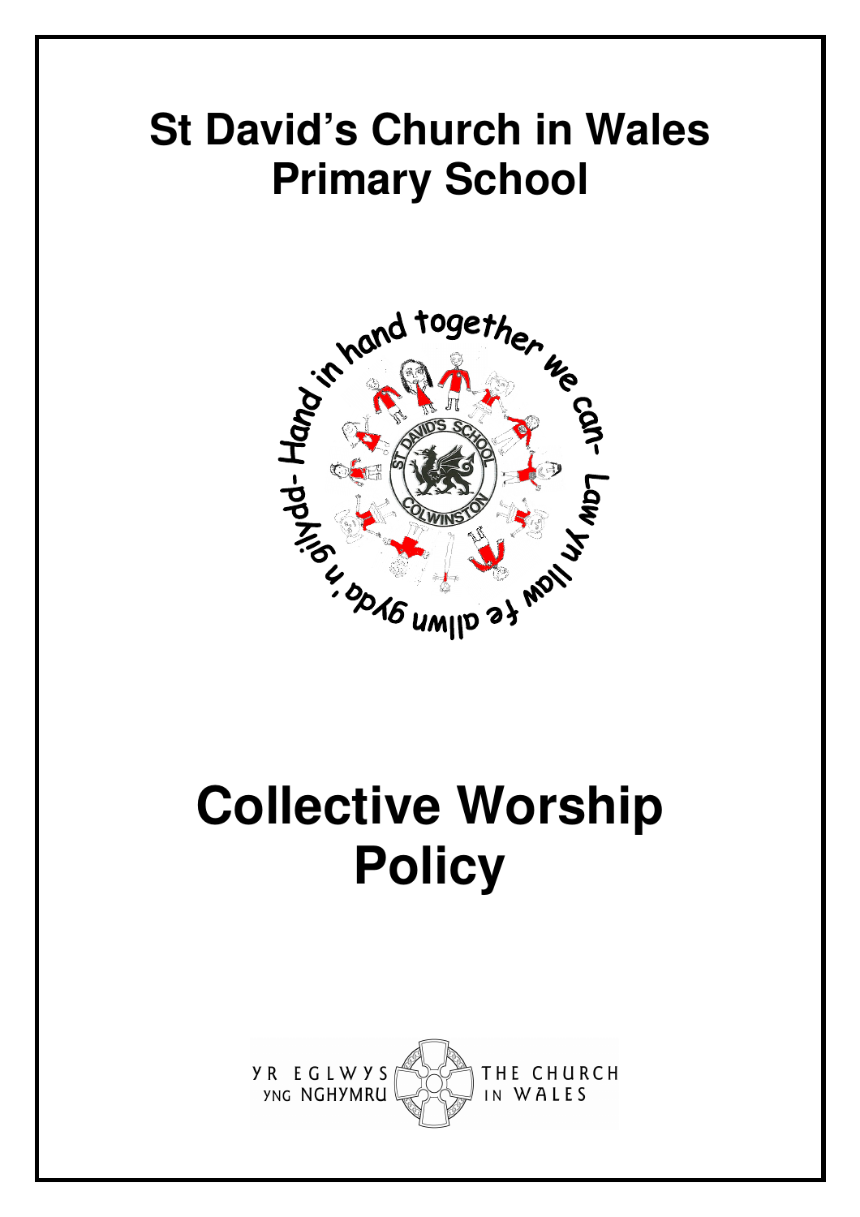# St David's Church in Wales Primary School

Hand in hand together we can - Law yn llaw fe allwn gyda'n gilydd -

ST DAVID'S SCHOOL COLWINSTON

# Collective Worship Policy

YR EGLWYS YNG NGHYMRU THE CHURCH IN WALES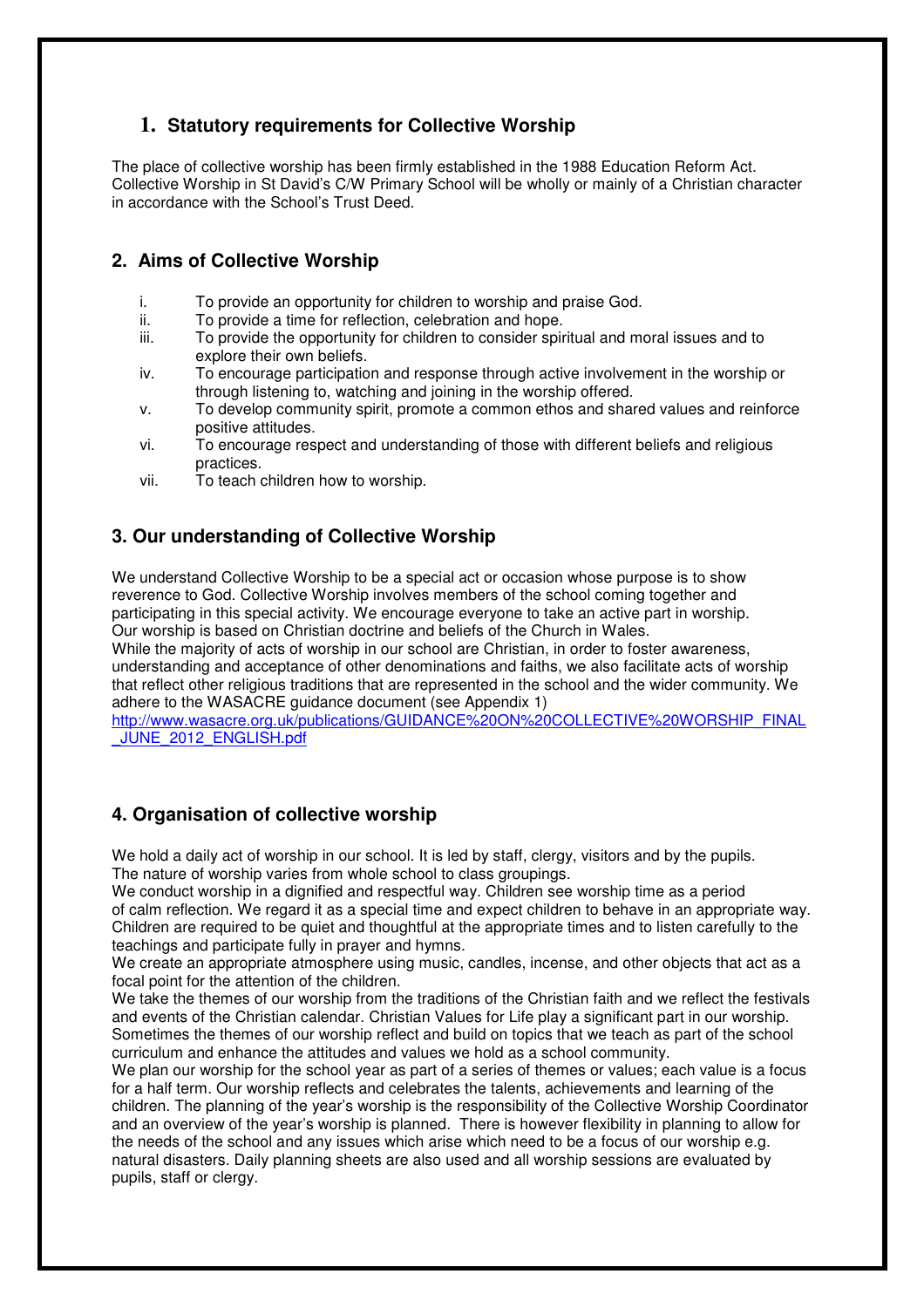## 1. Statutory requirements for Collective Worship

The place of collective worship has been firmly established in the 1988 Education Reform Act. Collective Worship in St David's C/W Primary School will be wholly or mainly of a Christian character in accordance with the School's Trust Deed.

## 2. Aims of Collective Worship

i. To provide an opportunity for children to worship and praise God.
ii. To provide a time for reflection, celebration and hope.
iii. To provide the opportunity for children to consider spiritual and moral issues and to explore their own beliefs.
iv. To encourage participation and response through active involvement in the worship or through listening to, watching and joining in the worship offered.
v. To develop community spirit, promote a common ethos and shared values and reinforce positive attitudes.
vi. To encourage respect and understanding of those with different beliefs and religious practices.
vii. To teach children how to worship.

## 3. Our understanding of Collective Worship

We understand Collective Worship to be a special act or occasion whose purpose is to show reverence to God. Collective Worship involves members of the school coming together and participating in this special activity. We encourage everyone to take an active part in worship. Our worship is based on Christian doctrine and beliefs of the Church in Wales.
While the majority of acts of worship in our school are Christian, in order to foster awareness, understanding and acceptance of other denominations and faiths, we also facilitate acts of worship that reflect other religious traditions that are represented in the school and the wider community. We adhere to the WASACRE guidance document (see Appendix 1)
[http://www.wasacre.org.uk/publications/GUIDANCE%20ON%20COLLECTIVE%20WORSHIP_FINAL_JUNE_2012_ENGLISH.pdf](http://www.wasacre.org.uk/publications/GUIDANCE%20ON%20COLLECTIVE%20WORSHIP_FINAL_JUNE_2012_ENGLISH.pdf)

## 4. Organisation of collective worship

We hold a daily act of worship in our school. It is led by staff, clergy, visitors and by the pupils. The nature of worship varies from whole school to class groupings.
We conduct worship in a dignified and respectful way. Children see worship time as a period of calm reflection. We regard it as a special time and expect children to behave in an appropriate way. Children are required to be quiet and thoughtful at the appropriate times and to listen carefully to the teachings and participate fully in prayer and hymns.
We create an appropriate atmosphere using music, candles, incense, and other objects that act as a focal point for the attention of the children.
We take the themes of our worship from the traditions of the Christian faith and we reflect the festivals and events of the Christian calendar. Christian Values for Life play a significant part in our worship. Sometimes the themes of our worship reflect and build on topics that we teach as part of the school curriculum and enhance the attitudes and values we hold as a school community.
We plan our worship for the school year as part of a series of themes or values; each value is a focus for a half term. Our worship reflects and celebrates the talents, achievements and learning of the children. The planning of the year's worship is the responsibility of the Collective Worship Coordinator and an overview of the year's worship is planned. There is however flexibility in planning to allow for the needs of the school and any issues which arise which need to be a focus of our worship e.g. natural disasters. Daily planning sheets are also used and all worship sessions are evaluated by pupils, staff or clergy.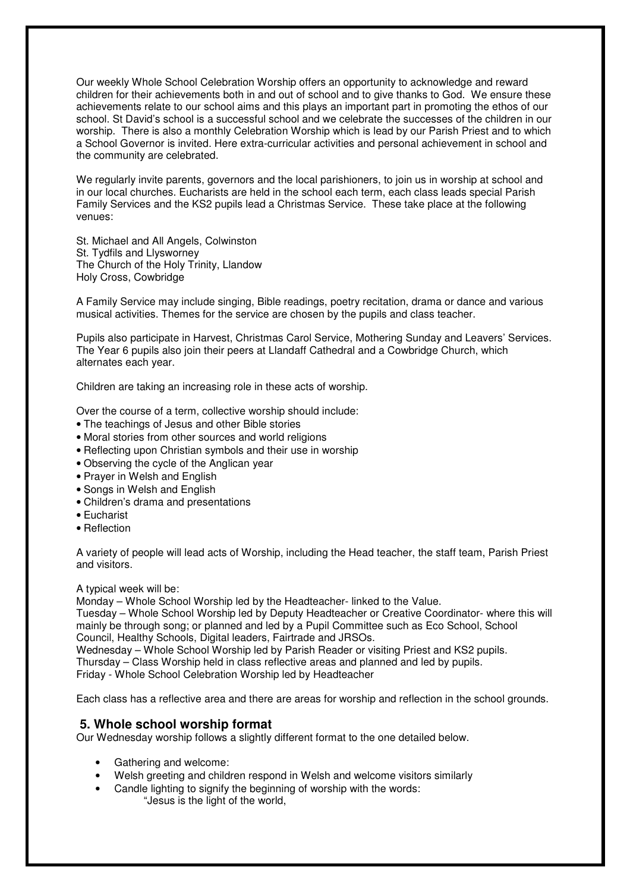Our weekly Whole School Celebration Worship offers an opportunity to acknowledge and reward children for their achievements both in and out of school and to give thanks to God. We ensure these achievements relate to our school aims and this plays an important part in promoting the ethos of our school. St David's school is a successful school and we celebrate the successes of the children in our worship. There is also a monthly Celebration Worship which is lead by our Parish Priest and to which a School Governor is invited. Here extra-curricular activities and personal achievement in school and the community are celebrated.

We regularly invite parents, governors and the local parishioners, to join us in worship at school and in our local churches. Eucharists are held in the school each term, each class leads special Parish Family Services and the KS2 pupils lead a Christmas Service. These take place at the following venues:

St. Michael and All Angels, Colwinston
St. Tydfils and Llysworney
The Church of the Holy Trinity, Llandow
Holy Cross, Cowbridge

A Family Service may include singing, Bible readings, poetry recitation, drama or dance and various musical activities. Themes for the service are chosen by the pupils and class teacher.

Pupils also participate in Harvest, Christmas Carol Service, Mothering Sunday and Leavers' Services. The Year 6 pupils also join their peers at Llandaff Cathedral and a Cowbridge Church, which alternates each year.

Children are taking an increasing role in these acts of worship.

Over the course of a term, collective worship should include:

- The teachings of Jesus and other Bible stories
- Moral stories from other sources and world religions
- Reflecting upon Christian symbols and their use in worship
- Observing the cycle of the Anglican year
- Prayer in Welsh and English
- Songs in Welsh and English
- Children's drama and presentations
- Eucharist
- Reflection

A variety of people will lead acts of Worship, including the Head teacher, the staff team, Parish Priest and visitors.

A typical week will be:
Monday – Whole School Worship led by the Headteacher- linked to the Value.
Tuesday – Whole School Worship led by Deputy Headteacher or Creative Coordinator- where this will mainly be through song; or planned and led by a Pupil Committee such as Eco School, School Council, Healthy Schools, Digital leaders, Fairtrade and JRSOs.
Wednesday – Whole School Worship led by Parish Reader or visiting Priest and KS2 pupils.
Thursday – Class Worship held in class reflective areas and planned and led by pupils.
Friday - Whole School Celebration Worship led by Headteacher

Each class has a reflective area and there are areas for worship and reflection in the school grounds.

## 5. Whole school worship format

Our Wednesday worship follows a slightly different format to the one detailed below.

- Gathering and welcome:
- Welsh greeting and children respond in Welsh and welcome visitors similarly
- Candle lighting to signify the beginning of worship with the words:
  "Jesus is the light of the world,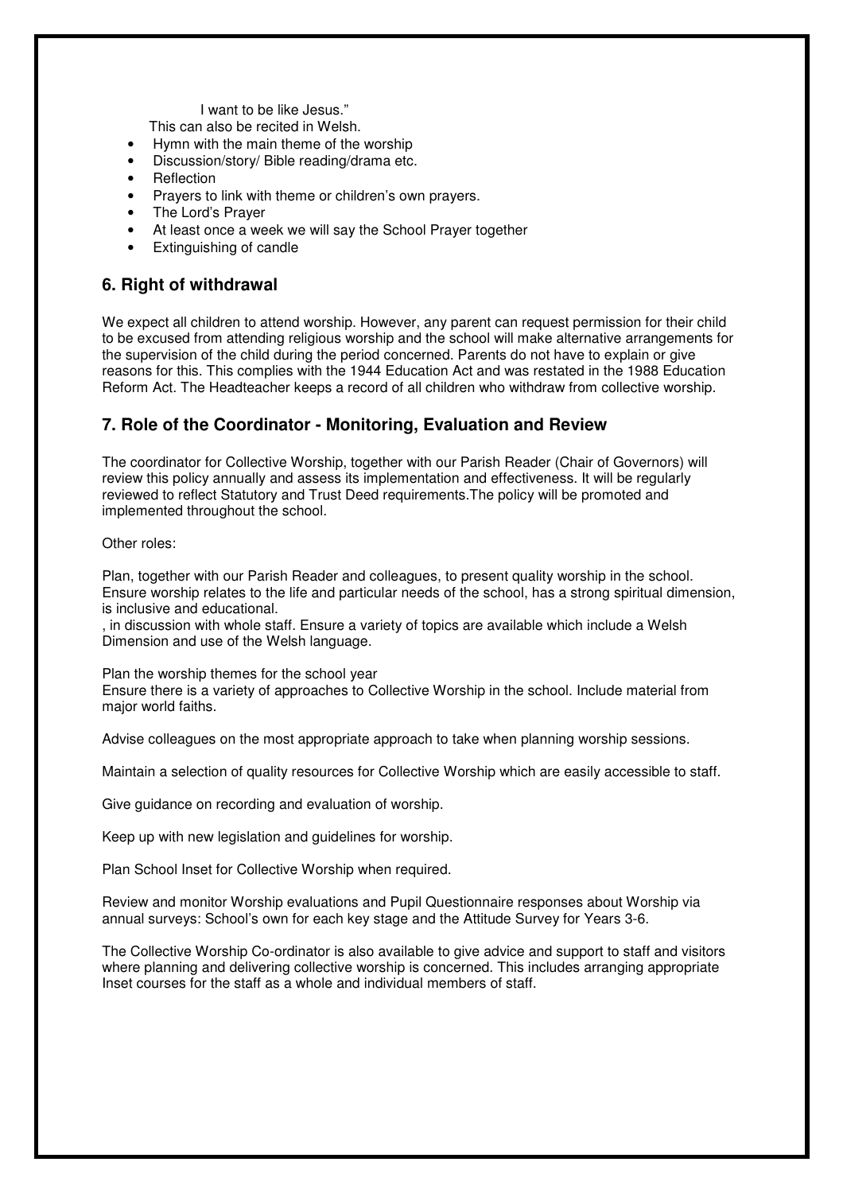I want to be like Jesus."

This can also be recited in Welsh.

- Hymn with the main theme of the worship
- Discussion/story/ Bible reading/drama etc.
- Reflection
- Prayers to link with theme or children's own prayers.
- The Lord's Prayer
- At least once a week we will say the School Prayer together
- Extinguishing of candle

## 6. Right of withdrawal

We expect all children to attend worship. However, any parent can request permission for their child to be excused from attending religious worship and the school will make alternative arrangements for the supervision of the child during the period concerned. Parents do not have to explain or give reasons for this. This complies with the 1944 Education Act and was restated in the 1988 Education Reform Act. The Headteacher keeps a record of all children who withdraw from collective worship.

## 7. Role of the Coordinator - Monitoring, Evaluation and Review

The coordinator for Collective Worship, together with our Parish Reader (Chair of Governors) will review this policy annually and assess its implementation and effectiveness. It will be regularly reviewed to reflect Statutory and Trust Deed requirements.The policy will be promoted and implemented throughout the school.

Other roles:

Plan, together with our Parish Reader and colleagues, to present quality worship in the school. Ensure worship relates to the life and particular needs of the school, has a strong spiritual dimension, is inclusive and educational.

, in discussion with whole staff. Ensure a variety of topics are available which include a Welsh Dimension and use of the Welsh language.

Plan the worship themes for the school year

Ensure there is a variety of approaches to Collective Worship in the school. Include material from major world faiths.

Advise colleagues on the most appropriate approach to take when planning worship sessions.

Maintain a selection of quality resources for Collective Worship which are easily accessible to staff.

Give guidance on recording and evaluation of worship.

Keep up with new legislation and guidelines for worship.

Plan School Inset for Collective Worship when required.

Review and monitor Worship evaluations and Pupil Questionnaire responses about Worship via annual surveys: School's own for each key stage and the Attitude Survey for Years 3-6.

The Collective Worship Co-ordinator is also available to give advice and support to staff and visitors where planning and delivering collective worship is concerned. This includes arranging appropriate Inset courses for the staff as a whole and individual members of staff.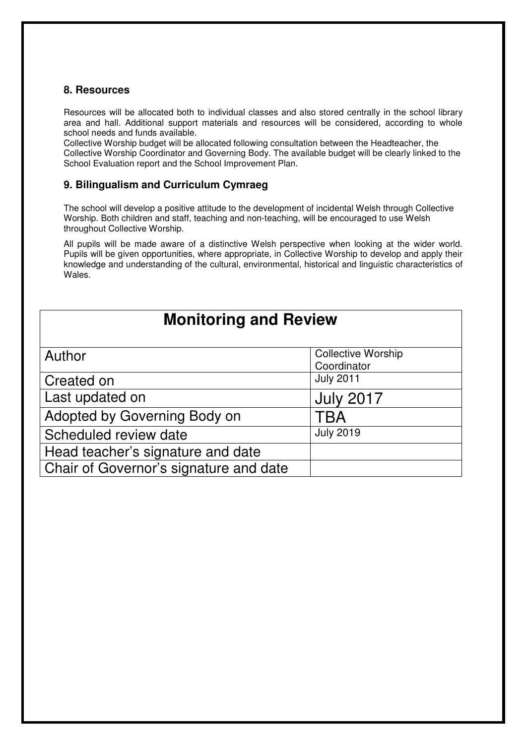### 8. Resources

Resources will be allocated both to individual classes and also stored centrally in the school library area and hall. Additional support materials and resources will be considered, according to whole school needs and funds available.

Collective Worship budget will be allocated following consultation between the Headteacher, the Collective Worship Coordinator and Governing Body. The available budget will be clearly linked to the School Evaluation report and the School Improvement Plan.

### 9. Bilingualism and Curriculum Cymraeg

The school will develop a positive attitude to the development of incidental Welsh through Collective Worship. Both children and staff, teaching and non-teaching, will be encouraged to use Welsh throughout Collective Worship.

All pupils will be made aware of a distinctive Welsh perspective when looking at the wider world. Pupils will be given opportunities, where appropriate, in Collective Worship to develop and apply their knowledge and understanding of the cultural, environmental, historical and linguistic characteristics of Wales.

| Monitoring and Review | |
|---|---|
| Author | Collective Worship Coordinator |
| Created on | July 2011 |
| Last updated on | July 2017 |
| Adopted by Governing Body on | TBA |
| Scheduled review date | July 2019 |
| Head teacher's signature and date | |
| Chair of Governor's signature and date | |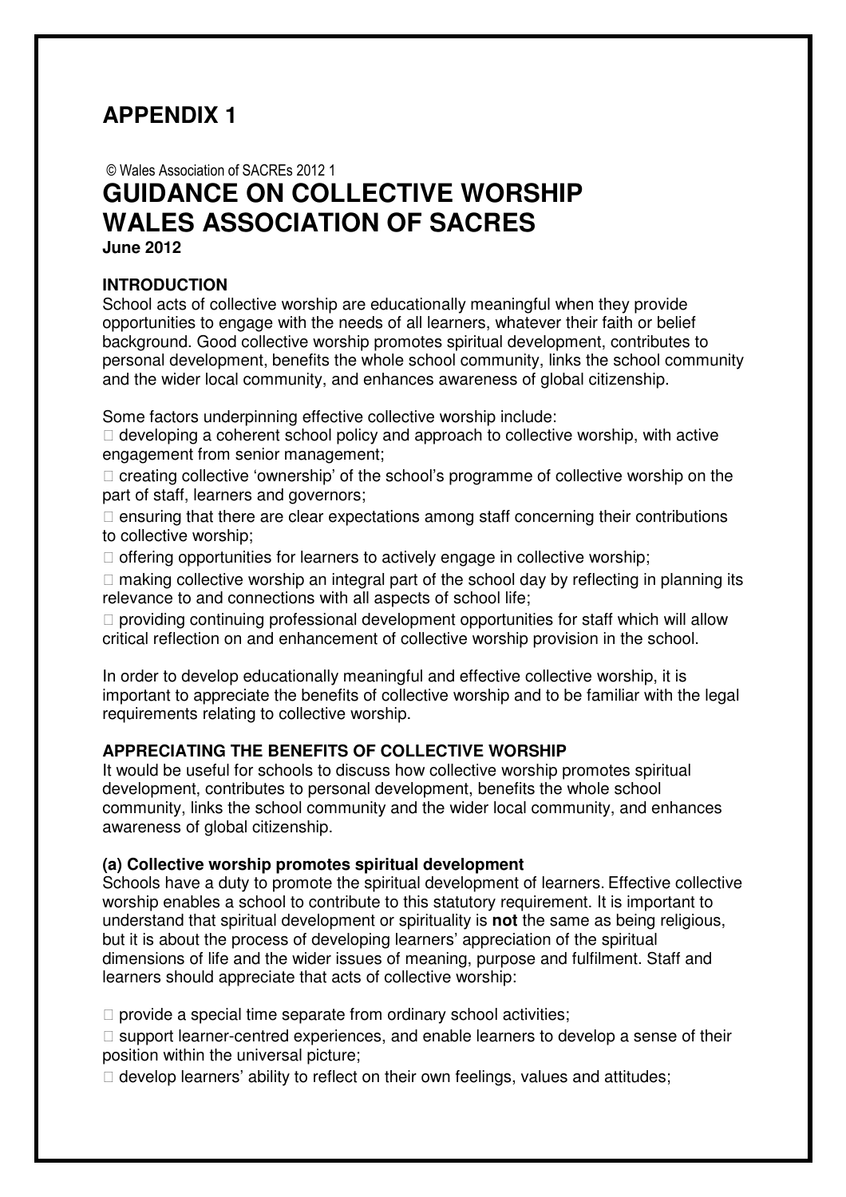# APPENDIX 1

© Wales Association of SACREs 2012 1

# GUIDANCE ON COLLECTIVE WORSHIP WALES ASSOCIATION OF SACRES

**June 2012**

## INTRODUCTION

School acts of collective worship are educationally meaningful when they provide opportunities to engage with the needs of all learners, whatever their faith or belief background. Good collective worship promotes spiritual development, contributes to personal development, benefits the whole school community, links the school community and the wider local community, and enhances awareness of global citizenship.

Some factors underpinning effective collective worship include:

- developing a coherent school policy and approach to collective worship, with active engagement from senior management;
- creating collective 'ownership' of the school's programme of collective worship on the part of staff, learners and governors;
- ensuring that there are clear expectations among staff concerning their contributions to collective worship;
- offering opportunities for learners to actively engage in collective worship;
- making collective worship an integral part of the school day by reflecting in planning its relevance to and connections with all aspects of school life;
- providing continuing professional development opportunities for staff which will allow critical reflection on and enhancement of collective worship provision in the school.

In order to develop educationally meaningful and effective collective worship, it is important to appreciate the benefits of collective worship and to be familiar with the legal requirements relating to collective worship.

## APPRECIATING THE BENEFITS OF COLLECTIVE WORSHIP

It would be useful for schools to discuss how collective worship promotes spiritual development, contributes to personal development, benefits the whole school community, links the school community and the wider local community, and enhances awareness of global citizenship.

### (a) Collective worship promotes spiritual development

Schools have a duty to promote the spiritual development of learners. Effective collective worship enables a school to contribute to this statutory requirement. It is important to understand that spiritual development or spirituality is **not** the same as being religious, but it is about the process of developing learners' appreciation of the spiritual dimensions of life and the wider issues of meaning, purpose and fulfilment. Staff and learners should appreciate that acts of collective worship:

- provide a special time separate from ordinary school activities;
- support learner-centred experiences, and enable learners to develop a sense of their position within the universal picture;
- develop learners' ability to reflect on their own feelings, values and attitudes;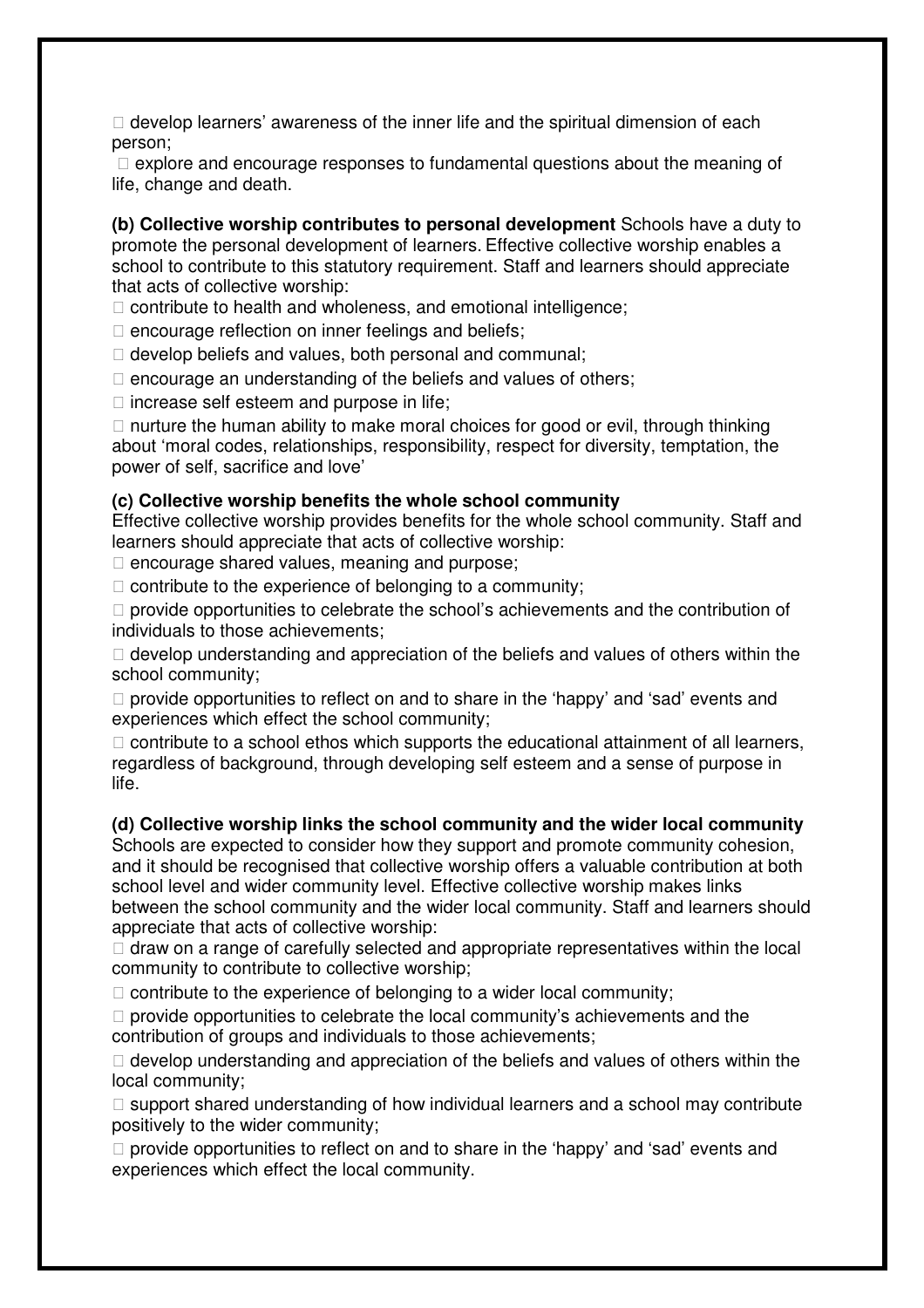- develop learners' awareness of the inner life and the spiritual dimension of each person;
- explore and encourage responses to fundamental questions about the meaning of life, change and death.

**(b) Collective worship contributes to personal development** Schools have a duty to promote the personal development of learners. Effective collective worship enables a school to contribute to this statutory requirement. Staff and learners should appreciate that acts of collective worship:

- contribute to health and wholeness, and emotional intelligence;
- encourage reflection on inner feelings and beliefs;
- develop beliefs and values, both personal and communal;
- encourage an understanding of the beliefs and values of others;
- increase self esteem and purpose in life;
- nurture the human ability to make moral choices for good or evil, through thinking about 'moral codes, relationships, responsibility, respect for diversity, temptation, the power of self, sacrifice and love'

**(c) Collective worship benefits the whole school community**

Effective collective worship provides benefits for the whole school community. Staff and learners should appreciate that acts of collective worship:

- encourage shared values, meaning and purpose;
- contribute to the experience of belonging to a community;
- provide opportunities to celebrate the school's achievements and the contribution of individuals to those achievements;
- develop understanding and appreciation of the beliefs and values of others within the school community;
- provide opportunities to reflect on and to share in the 'happy' and 'sad' events and experiences which effect the school community;
- contribute to a school ethos which supports the educational attainment of all learners, regardless of background, through developing self esteem and a sense of purpose in life.

**(d) Collective worship links the school community and the wider local community**

Schools are expected to consider how they support and promote community cohesion, and it should be recognised that collective worship offers a valuable contribution at both school level and wider community level. Effective collective worship makes links between the school community and the wider local community. Staff and learners should appreciate that acts of collective worship:

- draw on a range of carefully selected and appropriate representatives within the local community to contribute to collective worship;
- contribute to the experience of belonging to a wider local community;
- provide opportunities to celebrate the local community's achievements and the contribution of groups and individuals to those achievements;
- develop understanding and appreciation of the beliefs and values of others within the local community;
- support shared understanding of how individual learners and a school may contribute positively to the wider community;
- provide opportunities to reflect on and to share in the 'happy' and 'sad' events and experiences which effect the local community.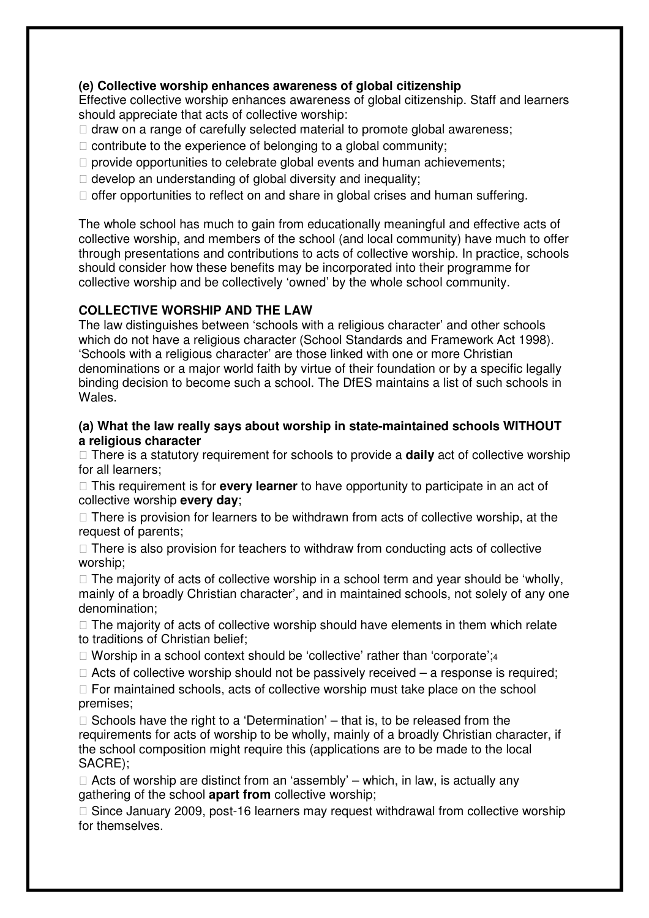**(e) Collective worship enhances awareness of global citizenship**

Effective collective worship enhances awareness of global citizenship. Staff and learners should appreciate that acts of collective worship:

- draw on a range of carefully selected material to promote global awareness;
- contribute to the experience of belonging to a global community;
- provide opportunities to celebrate global events and human achievements;
- develop an understanding of global diversity and inequality;
- offer opportunities to reflect on and share in global crises and human suffering.

The whole school has much to gain from educationally meaningful and effective acts of collective worship, and members of the school (and local community) have much to offer through presentations and contributions to acts of collective worship. In practice, schools should consider how these benefits may be incorporated into their programme for collective worship and be collectively 'owned' by the whole school community.

## COLLECTIVE WORSHIP AND THE LAW

The law distinguishes between 'schools with a religious character' and other schools which do not have a religious character (School Standards and Framework Act 1998). 'Schools with a religious character' are those linked with one or more Christian denominations or a major world faith by virtue of their foundation or by a specific legally binding decision to become such a school. The DfES maintains a list of such schools in Wales.

**(a) What the law really says about worship in state-maintained schools WITHOUT a religious character**

- There is a statutory requirement for schools to provide a **daily** act of collective worship for all learners;
- This requirement is for **every learner** to have opportunity to participate in an act of collective worship **every day**;
- There is provision for learners to be withdrawn from acts of collective worship, at the request of parents;
- There is also provision for teachers to withdraw from conducting acts of collective worship;
- The majority of acts of collective worship in a school term and year should be 'wholly, mainly of a broadly Christian character', and in maintained schools, not solely of any one denomination;
- The majority of acts of collective worship should have elements in them which relate to traditions of Christian belief;
- Worship in a school context should be 'collective' rather than 'corporate';[4]
- Acts of collective worship should not be passively received – a response is required;
- For maintained schools, acts of collective worship must take place on the school premises;
- Schools have the right to a 'Determination' – that is, to be released from the requirements for acts of worship to be wholly, mainly of a broadly Christian character, if the school composition might require this (applications are to be made to the local SACRE);
- Acts of worship are distinct from an 'assembly' – which, in law, is actually any gathering of the school **apart from** collective worship;
- Since January 2009, post-16 learners may request withdrawal from collective worship for themselves.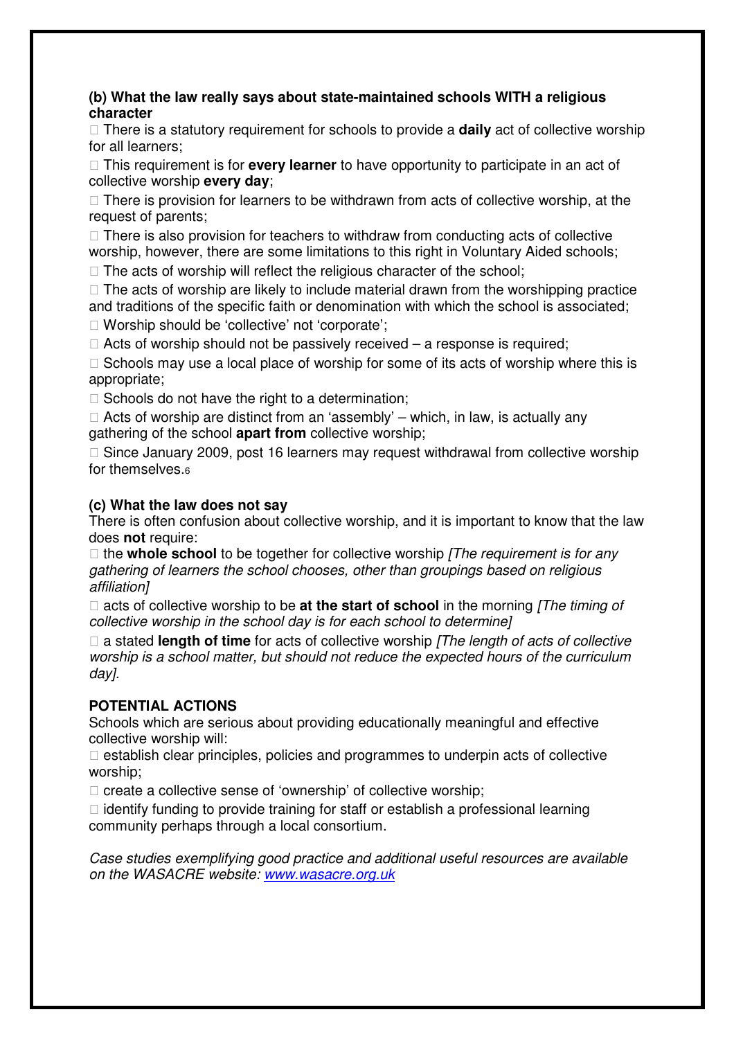**(b) What the law really says about state-maintained schools WITH a religious character**

- There is a statutory requirement for schools to provide a **daily** act of collective worship for all learners;
- This requirement is for **every learner** to have opportunity to participate in an act of collective worship **every day**;
- There is provision for learners to be withdrawn from acts of collective worship, at the request of parents;
- There is also provision for teachers to withdraw from conducting acts of collective worship, however, there are some limitations to this right in Voluntary Aided schools;
- The acts of worship will reflect the religious character of the school;
- The acts of worship are likely to include material drawn from the worshipping practice and traditions of the specific faith or denomination with which the school is associated;
- Worship should be 'collective' not 'corporate';
- Acts of worship should not be passively received – a response is required;
- Schools may use a local place of worship for some of its acts of worship where this is appropriate;
- Schools do not have the right to a determination;
- Acts of worship are distinct from an 'assembly' – which, in law, is actually any gathering of the school **apart from** collective worship;
- Since January 2009, post 16 learners may request withdrawal from collective worship for themselves.[6]

**(c) What the law does not say**

There is often confusion about collective worship, and it is important to know that the law does **not** require:

- the **whole school** to be together for collective worship *[The requirement is for any gathering of learners the school chooses, other than groupings based on religious affiliation]*
- acts of collective worship to be **at the start of school** in the morning *[The timing of collective worship in the school day is for each school to determine]*
- a stated **length of time** for acts of collective worship *[The length of acts of collective worship is a school matter, but should not reduce the expected hours of the curriculum day].*

**POTENTIAL ACTIONS**

Schools which are serious about providing educationally meaningful and effective collective worship will:

- establish clear principles, policies and programmes to underpin acts of collective worship;
- create a collective sense of 'ownership' of collective worship;
- identify funding to provide training for staff or establish a professional learning community perhaps through a local consortium.

*Case studies exemplifying good practice and additional useful resources are available on the WASACRE website: www.wasacre.org.uk*